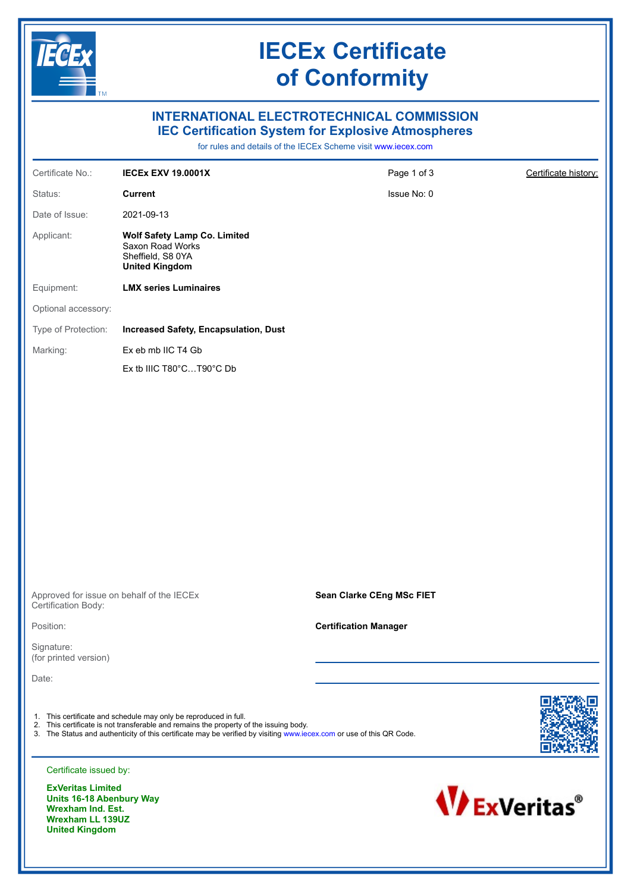# IECEx Certificate of Conformity

## INTERNATIONAL ELECTROTECHNICAL COMMISSION
## IEC Certification System for Explosive Atmospheres

for rules and details of the IECEx Scheme visit www.iecex.com

| | | | |
|---|---|---|---|
| Certificate No.: | **IECEx EXV 19.0001X** | Page 1 of 3 | Certificate history: |
| Status: | **Current** | Issue No: 0 | |
| Date of Issue: | 2021-09-13 | | |
| Applicant: | **Wolf Safety Lamp Co. Limited**<br>Saxon Road Works<br>Sheffield, S8 0YA<br>**United Kingdom** | | |
| Equipment: | **LMX series Luminaires** | | |
| Optional accessory: | | | |
| Type of Protection: | **Increased Safety, Encapsulation, Dust** | | |
| Marking: | Ex eb mb IIC T4 Gb<br>Ex tb IIIC T80°C…T90°C Db | | |

Approved for issue on behalf of the IECEx Certification Body: **Sean Clarke CEng MSc FIET**

Position: **Certification Manager**

Signature:
(for printed version)

Date:

1. This certificate and schedule may only be reproduced in full.
2. This certificate is not transferable and remains the property of the issuing body.
3. The Status and authenticity of this certificate may be verified by visiting www.iecex.com or use of this QR Code.

Certificate issued by:

**ExVeritas Limited**
**Units 16-18 Abenbury Way**
**Wrexham Ind. Est.**
**Wrexham LL 139UZ**
**United Kingdom**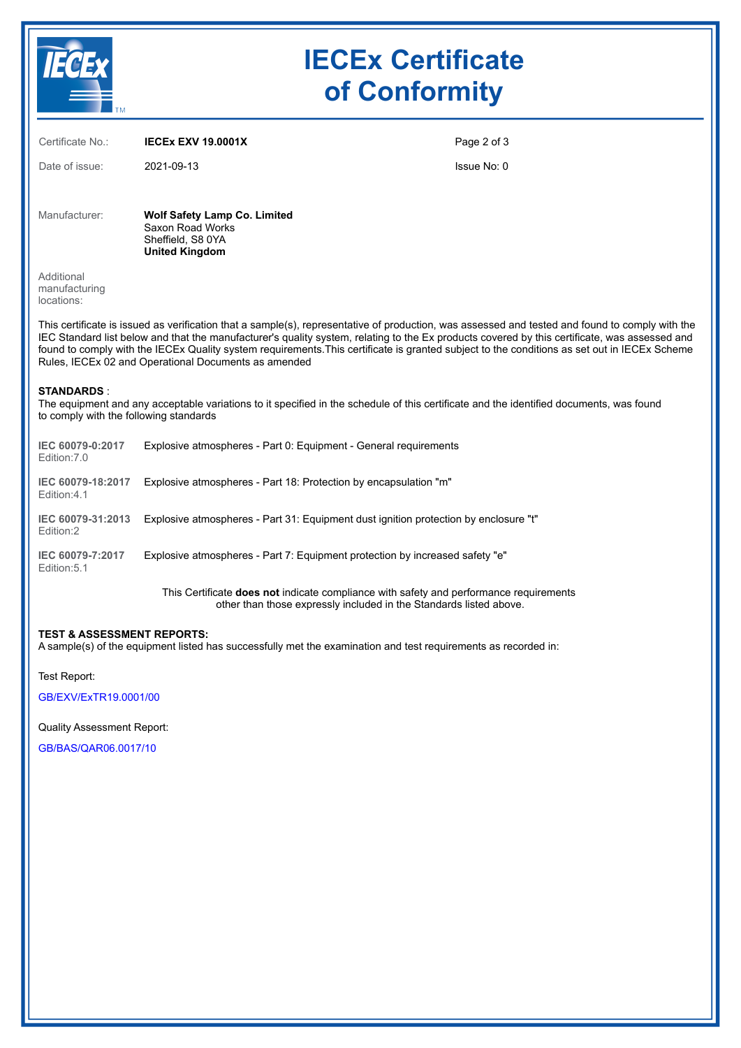# IECEx Certificate of Conformity

| | | |
|---|---|---|
| Certificate No.: | **IECEx EXV 19.0001X** | |
| Date of issue: | 2021-09-13 | Issue No: 0 |

Manufacturer: **Wolf Safety Lamp Co. Limited**
Saxon Road Works
Sheffield, S8 0YA
**United Kingdom**

Additional manufacturing locations:

This certificate is issued as verification that a sample(s), representative of production, was assessed and tested and found to comply with the IEC Standard list below and that the manufacturer's quality system, relating to the Ex products covered by this certificate, was assessed and found to comply with the IECEx Quality system requirements.This certificate is granted subject to the conditions as set out in IECEx Scheme Rules, IECEx 02 and Operational Documents as amended

**STANDARDS** :
The equipment and any acceptable variations to it specified in the schedule of this certificate and the identified documents, was found to comply with the following standards

| Standard | Title |
|---|---|
| **IEC 60079-0:2017** Edition:7.0 | Explosive atmospheres - Part 0: Equipment - General requirements |
| **IEC 60079-18:2017** Edition:4.1 | Explosive atmospheres - Part 18: Protection by encapsulation "m" |
| **IEC 60079-31:2013** Edition:2 | Explosive atmospheres - Part 31: Equipment dust ignition protection by enclosure "t" |
| **IEC 60079-7:2017** Edition:5.1 | Explosive atmospheres - Part 7: Equipment protection by increased safety "e" |

This Certificate **does not** indicate compliance with safety and performance requirements other than those expressly included in the Standards listed above.

**TEST & ASSESSMENT REPORTS:**
A sample(s) of the equipment listed has successfully met the examination and test requirements as recorded in:

Test Report:

GB/EXV/ExTR19.0001/00

Quality Assessment Report:

GB/BAS/QAR06.0017/10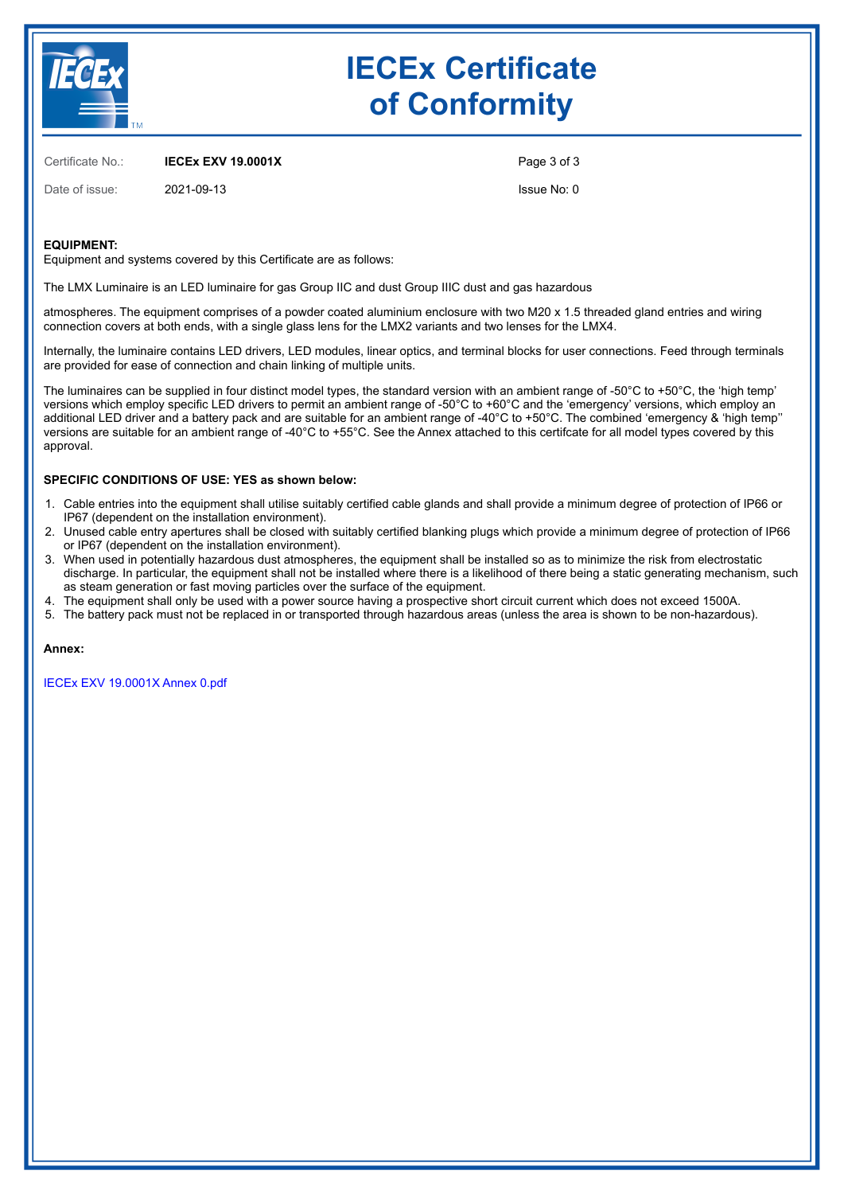# IECEx Certificate of Conformity

Certificate No.: **IECEx EXV 19.0001X**

Date of issue: 2021-09-13

Issue No: 0

**EQUIPMENT:**
Equipment and systems covered by this Certificate are as follows:

The LMX Luminaire is an LED luminaire for gas Group IIC and dust Group IIIC dust and gas hazardous

atmospheres. The equipment comprises of a powder coated aluminium enclosure with two M20 x 1.5 threaded gland entries and wiring connection covers at both ends, with a single glass lens for the LMX2 variants and two lenses for the LMX4.

Internally, the luminaire contains LED drivers, LED modules, linear optics, and terminal blocks for user connections. Feed through terminals are provided for ease of connection and chain linking of multiple units.

The luminaires can be supplied in four distinct model types, the standard version with an ambient range of -50°C to +50°C, the 'high temp' versions which employ specific LED drivers to permit an ambient range of -50°C to +60°C and the 'emergency' versions, which employ an additional LED driver and a battery pack and are suitable for an ambient range of -40°C to +50°C. The combined 'emergency & 'high temp'' versions are suitable for an ambient range of -40°C to +55°C. See the Annex attached to this certifcate for all model types covered by this approval.

**SPECIFIC CONDITIONS OF USE: YES as shown below:**

1. Cable entries into the equipment shall utilise suitably certified cable glands and shall provide a minimum degree of protection of IP66 or IP67 (dependent on the installation environment).
2. Unused cable entry apertures shall be closed with suitably certified blanking plugs which provide a minimum degree of protection of IP66 or IP67 (dependent on the installation environment).
3. When used in potentially hazardous dust atmospheres, the equipment shall be installed so as to minimize the risk from electrostatic discharge. In particular, the equipment shall not be installed where there is a likelihood of there being a static generating mechanism, such as steam generation or fast moving particles over the surface of the equipment.
4. The equipment shall only be used with a power source having a prospective short circuit current which does not exceed 1500A.
5. The battery pack must not be replaced in or transported through hazardous areas (unless the area is shown to be non-hazardous).

**Annex:**

IECEx EXV 19.0001X Annex 0.pdf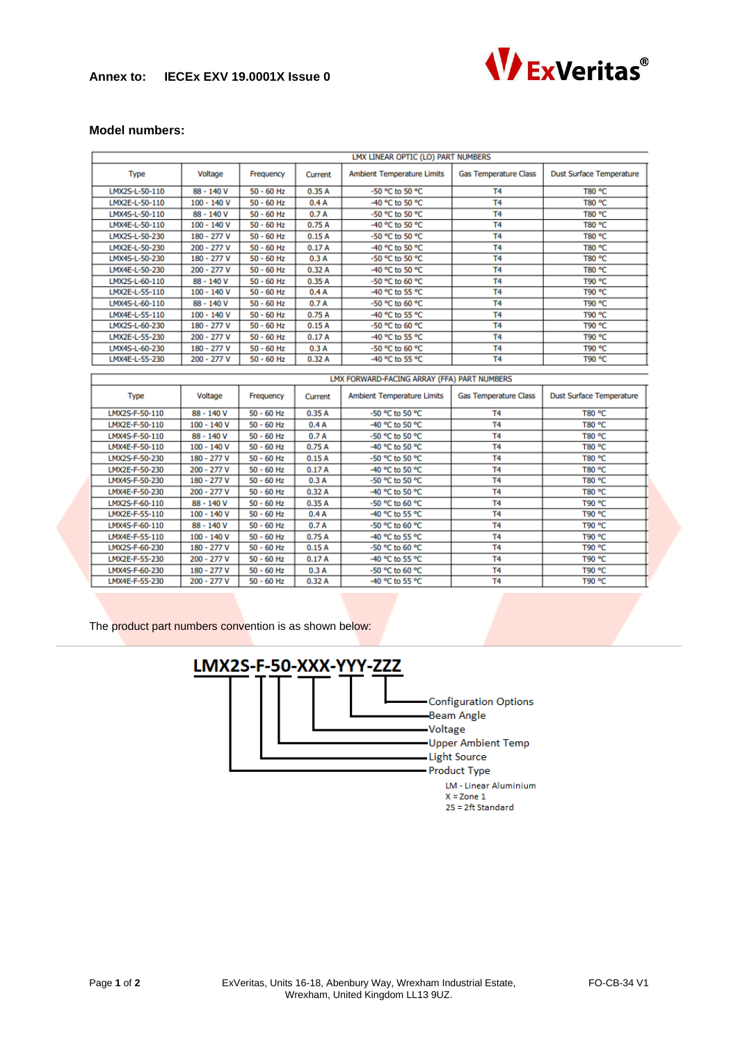**Annex to: IECEx EXV 19.0001X Issue 0**

## Model numbers:

| LMX LINEAR OPTIC (LO) PART NUMBERS | | | | | | |
|---|---|---|---|---|---|---|
| Type | Voltage | Frequency | Current | Ambient Temperature Limits | Gas Temperature Class | Dust Surface Temperature |
| LMX2S-L-50-110 | 88 - 140 V | 50 - 60 Hz | 0.35 A | -50 °C to 50 °C | T4 | T80 °C |
| LMX2E-L-50-110 | 100 - 140 V | 50 - 60 Hz | 0.4 A | -40 °C to 50 °C | T4 | T80 °C |
| LMX4S-L-50-110 | 88 - 140 V | 50 - 60 Hz | 0.7 A | -50 °C to 50 °C | T4 | T80 °C |
| LMX4E-L-50-110 | 100 - 140 V | 50 - 60 Hz | 0.75 A | -40 °C to 50 °C | T4 | T80 °C |
| LMX2S-L-50-230 | 180 - 277 V | 50 - 60 Hz | 0.15 A | -50 °C to 50 °C | T4 | T80 °C |
| LMX2E-L-50-230 | 200 - 277 V | 50 - 60 Hz | 0.17 A | -40 °C to 50 °C | T4 | T80 °C |
| LMX4S-L-50-230 | 180 - 277 V | 50 - 60 Hz | 0.3 A | -50 °C to 50 °C | T4 | T80 °C |
| LMX4E-L-50-230 | 200 - 277 V | 50 - 60 Hz | 0.32 A | -40 °C to 50 °C | T4 | T80 °C |
| LMX2S-L-60-110 | 88 - 140 V | 50 - 60 Hz | 0.35 A | -50 °C to 60 °C | T4 | T90 °C |
| LMX2E-L-55-110 | 100 - 140 V | 50 - 60 Hz | 0.4 A | -40 °C to 55 °C | T4 | T90 °C |
| LMX4S-L-60-110 | 88 - 140 V | 50 - 60 Hz | 0.7 A | -50 °C to 60 °C | T4 | T90 °C |
| LMX4E-L-55-110 | 100 - 140 V | 50 - 60 Hz | 0.75 A | -40 °C to 55 °C | T4 | T90 °C |
| LMX2S-L-60-230 | 180 - 277 V | 50 - 60 Hz | 0.15 A | -50 °C to 60 °C | T4 | T90 °C |
| LMX2E-L-55-230 | 200 - 277 V | 50 - 60 Hz | 0.17 A | -40 °C to 55 °C | T4 | T90 °C |
| LMX4S-L-60-230 | 180 - 277 V | 50 - 60 Hz | 0.3 A | -50 °C to 60 °C | T4 | T90 °C |
| LMX4E-L-55-230 | 200 - 277 V | 50 - 60 Hz | 0.32 A | -40 °C to 55 °C | T4 | T90 °C |

| LMX FORWARD-FACING ARRAY (FFA) PART NUMBERS | | | | | | |
|---|---|---|---|---|---|---|
| Type | Voltage | Frequency | Current | Ambient Temperature Limits | Gas Temperature Class | Dust Surface Temperature |
| LMX2S-F-50-110 | 88 - 140 V | 50 - 60 Hz | 0.35 A | -50 °C to 50 °C | T4 | T80 °C |
| LMX2E-F-50-110 | 100 - 140 V | 50 - 60 Hz | 0.4 A | -40 °C to 50 °C | T4 | T80 °C |
| LMX4S-F-50-110 | 88 - 140 V | 50 - 60 Hz | 0.7 A | -50 °C to 50 °C | T4 | T80 °C |
| LMX4E-F-50-110 | 100 - 140 V | 50 - 60 Hz | 0.75 A | -40 °C to 50 °C | T4 | T80 °C |
| LMX2S-F-50-230 | 180 - 277 V | 50 - 60 Hz | 0.15 A | -50 °C to 50 °C | T4 | T80 °C |
| LMX2E-F-50-230 | 200 - 277 V | 50 - 60 Hz | 0.17 A | -40 °C to 50 °C | T4 | T80 °C |
| LMX4S-F-50-230 | 180 - 277 V | 50 - 60 Hz | 0.3 A | -50 °C to 50 °C | T4 | T80 °C |
| LMX4E-F-50-230 | 200 - 277 V | 50 - 60 Hz | 0.32 A | -40 °C to 50 °C | T4 | T80 °C |
| LMX2S-F-60-110 | 88 - 140 V | 50 - 60 Hz | 0.35 A | -50 °C to 60 °C | T4 | T90 °C |
| LMX2E-F-55-110 | 100 - 140 V | 50 - 60 Hz | 0.4 A | -40 °C to 55 °C | T4 | T90 °C |
| LMX4S-F-60-110 | 88 - 140 V | 50 - 60 Hz | 0.7 A | -50 °C to 60 °C | T4 | T90 °C |
| LMX4E-F-55-110 | 100 - 140 V | 50 - 60 Hz | 0.75 A | -40 °C to 55 °C | T4 | T90 °C |
| LMX2S-F-60-230 | 180 - 277 V | 50 - 60 Hz | 0.15 A | -50 °C to 60 °C | T4 | T90 °C |
| LMX2E-F-55-230 | 200 - 277 V | 50 - 60 Hz | 0.17 A | -40 °C to 55 °C | T4 | T90 °C |
| LMX4S-F-60-230 | 180 - 277 V | 50 - 60 Hz | 0.3 A | -50 °C to 60 °C | T4 | T90 °C |
| LMX4E-F-55-230 | 200 - 277 V | 50 - 60 Hz | 0.32 A | -40 °C to 55 °C | T4 | T90 °C |

The product part numbers convention is as shown below:

**LMX2S-F-50-XXX-YYY-ZZZ**

- ZZZ – Configuration Options
- YYY – Beam Angle
- XXX – Voltage
- 50 – Upper Ambient Temp
- F – Light Source
- LMX2S – Product Type
  - LM - Linear Aluminium
  - X = Zone 1
  - 2S = 2ft Standard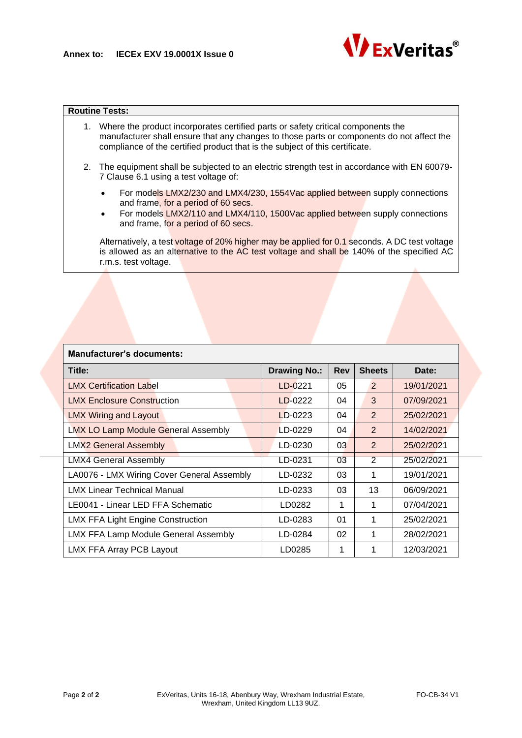Annex to: **IECEx EXV 19.0001X Issue 0**

| **Routine Tests:** |
|---|
| 1. Where the product incorporates certified parts or safety critical components the manufacturer shall ensure that any changes to those parts or components do not affect the compliance of the certified product that is the subject of this certificate.<br><br>2. The equipment shall be subjected to an electric strength test in accordance with EN 60079-7 Clause 6.1 using a test voltage of:<br>• For models LMX2/230 and LMX4/230, 1554Vac applied between supply connections and frame, for a period of 60 secs.<br>• For models LMX2/110 and LMX4/110, 1500Vac applied between supply connections and frame, for a period of 60 secs.<br><br>Alternatively, a test voltage of 20% higher may be applied for 0.1 seconds. A DC test voltage is allowed as an alternative to the AC test voltage and shall be 140% of the specified AC r.m.s. test voltage. |

**Manufacturer's documents:**

| Title: | Drawing No.: | Rev | Sheets | Date: |
|---|---|---|---|---|
| LMX Certification Label | LD-0221 | 05 | 2 | 19/01/2021 |
| LMX Enclosure Construction | LD-0222 | 04 | 3 | 07/09/2021 |
| LMX Wiring and Layout | LD-0223 | 04 | 2 | 25/02/2021 |
| LMX LO Lamp Module General Assembly | LD-0229 | 04 | 2 | 14/02/2021 |
| LMX2 General Assembly | LD-0230 | 03 | 2 | 25/02/2021 |
| LMX4 General Assembly | LD-0231 | 03 | 2 | 25/02/2021 |
| LA0076 - LMX Wiring Cover General Assembly | LD-0232 | 03 | 1 | 19/01/2021 |
| LMX Linear Technical Manual | LD-0233 | 03 | 13 | 06/09/2021 |
| LE0041 - Linear LED FFA Schematic | LD0282 | 1 | 1 | 07/04/2021 |
| LMX FFA Light Engine Construction | LD-0283 | 01 | 1 | 25/02/2021 |
| LMX FFA Lamp Module General Assembly | LD-0284 | 02 | 1 | 28/02/2021 |
| LMX FFA Array PCB Layout | LD0285 | 1 | 1 | 12/03/2021 |

ExVeritas, Units 16-18, Abenbury Way, Wrexham Industrial Estate, Wrexham, United Kingdom LL13 9UZ.

FO-CB-34 V1